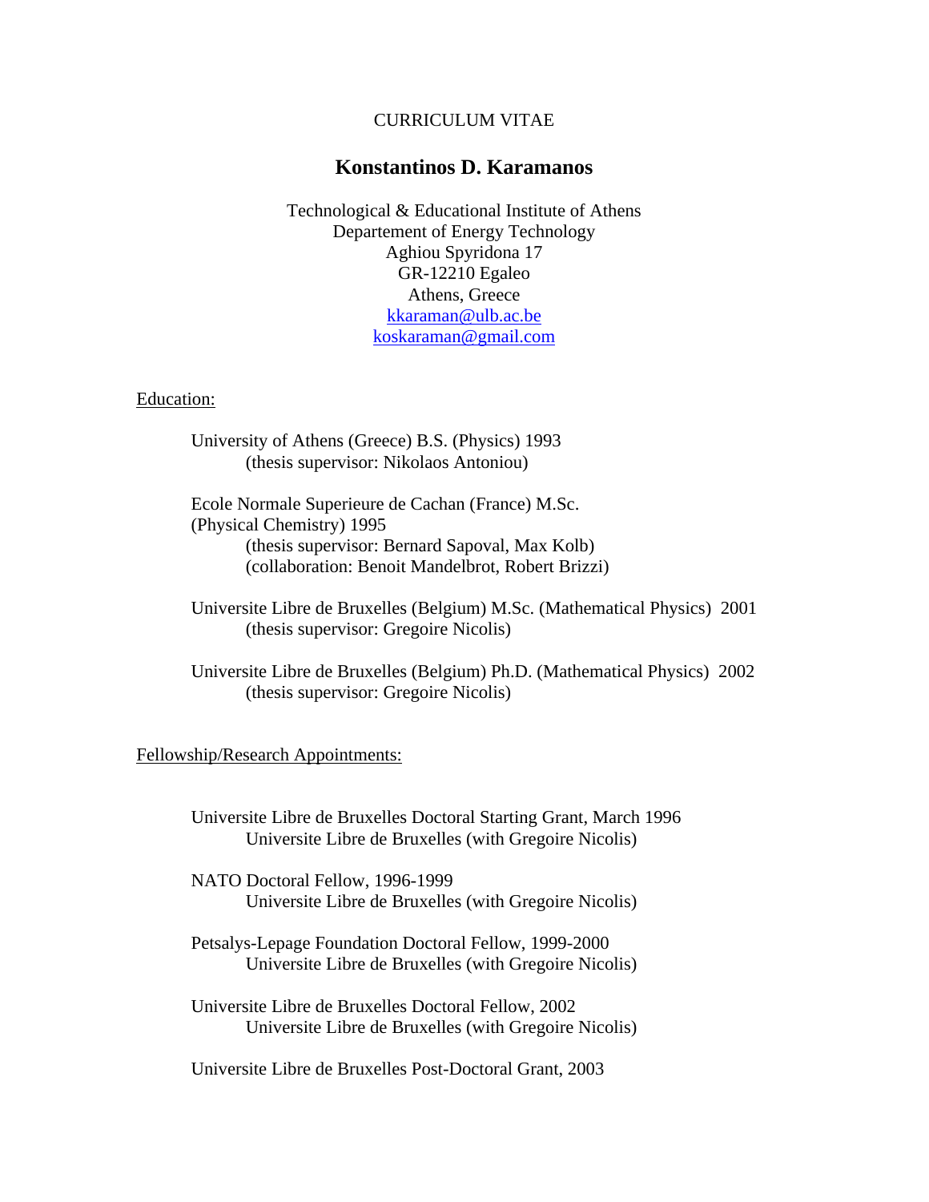CURRICULUM VITAE

# Konstantinos D. Karamanos

Technological & Educational Institute of Athens
Departement of Energy Technology
Aghiou Spyridona 17
GR-12210 Egaleo
Athens, Greece
kkaraman@ulb.ac.be
koskaraman@gmail.com

## Education:

University of Athens (Greece) B.S. (Physics) 1993
(thesis supervisor: Nikolaos Antoniou)

Ecole Normale Superieure de Cachan (France) M.Sc.
(Physical Chemistry) 1995
(thesis supervisor: Bernard Sapoval, Max Kolb)
(collaboration: Benoit Mandelbrot, Robert Brizzi)

Universite Libre de Bruxelles (Belgium) M.Sc. (Mathematical Physics) 2001
(thesis supervisor: Gregoire Nicolis)

Universite Libre de Bruxelles (Belgium) Ph.D. (Mathematical Physics) 2002
(thesis supervisor: Gregoire Nicolis)

## Fellowship/Research Appointments:

Universite Libre de Bruxelles Doctoral Starting Grant, March 1996
Universite Libre de Bruxelles (with Gregoire Nicolis)

NATO Doctoral Fellow, 1996-1999
Universite Libre de Bruxelles (with Gregoire Nicolis)

Petsalys-Lepage Foundation Doctoral Fellow, 1999-2000
Universite Libre de Bruxelles (with Gregoire Nicolis)

Universite Libre de Bruxelles Doctoral Fellow, 2002
Universite Libre de Bruxelles (with Gregoire Nicolis)

Universite Libre de Bruxelles Post-Doctoral Grant, 2003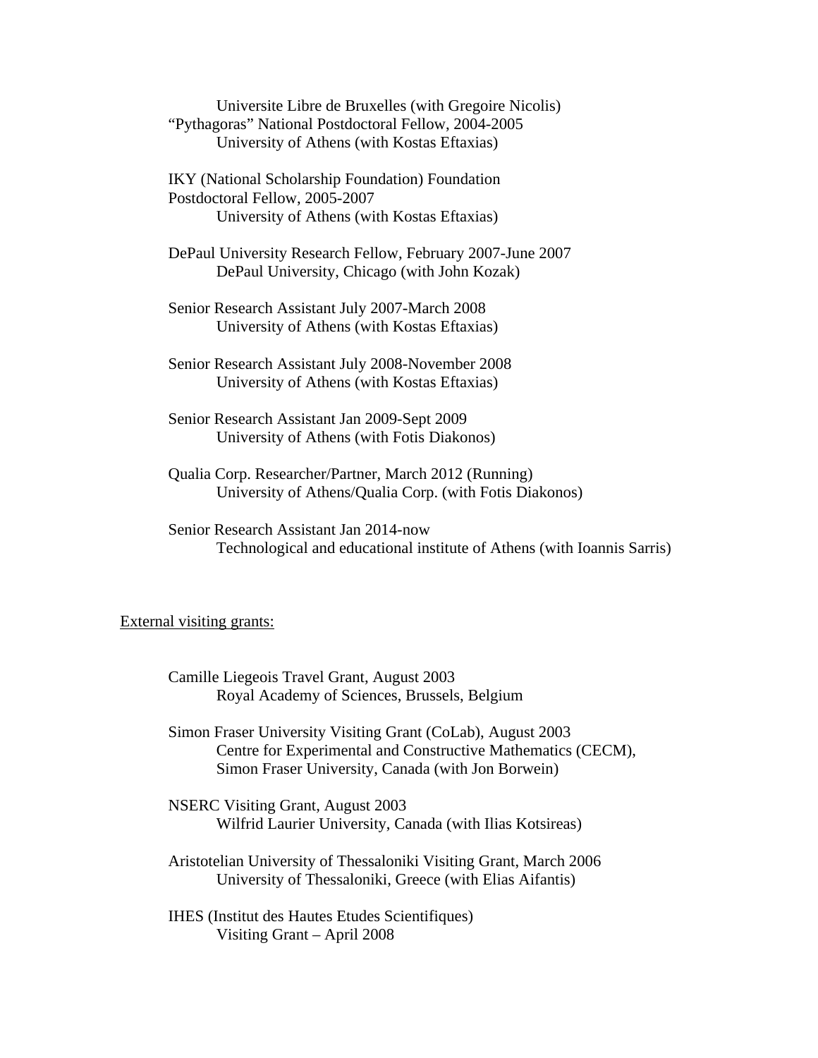Universite Libre de Bruxelles (with Gregoire Nicolis)

"Pythagoras" National Postdoctoral Fellow, 2004-2005
University of Athens (with Kostas Eftaxias)

IKY (National Scholarship Foundation) Foundation
Postdoctoral Fellow, 2005-2007
University of Athens (with Kostas Eftaxias)

DePaul University Research Fellow, February 2007-June 2007
DePaul University, Chicago (with John Kozak)

Senior Research Assistant July 2007-March 2008
University of Athens (with Kostas Eftaxias)

Senior Research Assistant July 2008-November 2008
University of Athens (with Kostas Eftaxias)

Senior Research Assistant Jan 2009-Sept 2009
University of Athens (with Fotis Diakonos)

Qualia Corp. Researcher/Partner, March 2012 (Running)
University of Athens/Qualia Corp. (with Fotis Diakonos)

Senior Research Assistant Jan 2014-now
Technological and educational institute of Athens (with Ioannis Sarris)

External visiting grants:

Camille Liegeois Travel Grant, August 2003
Royal Academy of Sciences, Brussels, Belgium

Simon Fraser University Visiting Grant (CoLab), August 2003
Centre for Experimental and Constructive Mathematics (CECM),
Simon Fraser University, Canada (with Jon Borwein)

NSERC Visiting Grant, August 2003
Wilfrid Laurier University, Canada (with Ilias Kotsireas)

Aristotelian University of Thessaloniki Visiting Grant, March 2006
University of Thessaloniki, Greece (with Elias Aifantis)

IHES (Institut des Hautes Etudes Scientifiques)
Visiting Grant – April 2008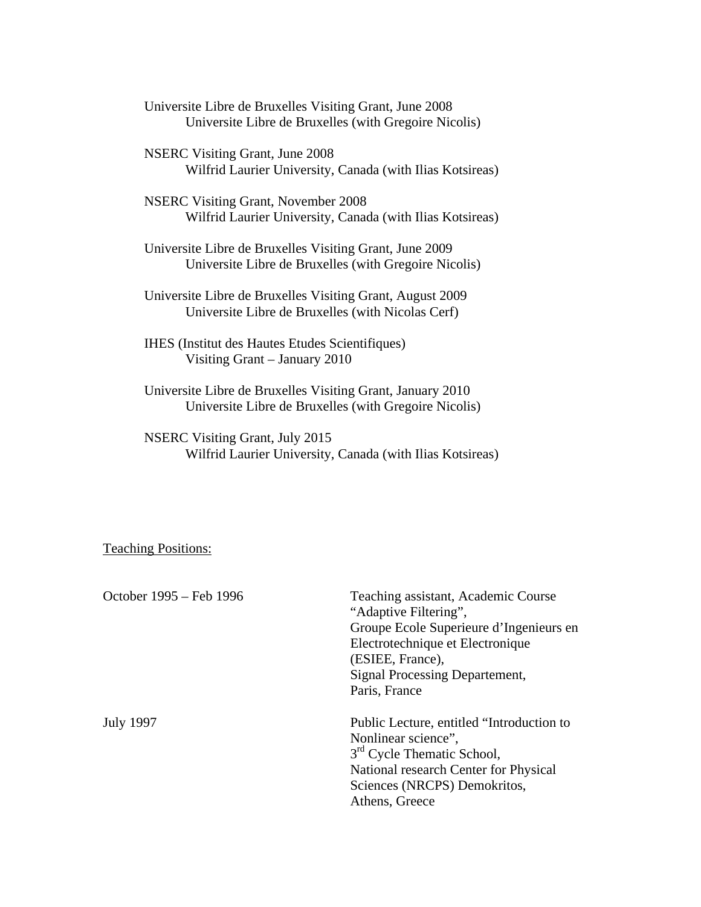Universite Libre de Bruxelles Visiting Grant, June 2008
    Universite Libre de Bruxelles (with Gregoire Nicolis)

NSERC Visiting Grant, June 2008
    Wilfrid Laurier University, Canada (with Ilias Kotsireas)

NSERC Visiting Grant, November 2008
    Wilfrid Laurier University, Canada (with Ilias Kotsireas)

Universite Libre de Bruxelles Visiting Grant, June 2009
    Universite Libre de Bruxelles (with Gregoire Nicolis)

Universite Libre de Bruxelles Visiting Grant, August 2009
    Universite Libre de Bruxelles (with Nicolas Cerf)

IHES (Institut des Hautes Etudes Scientifiques)
    Visiting Grant – January 2010

Universite Libre de Bruxelles Visiting Grant, January 2010
    Universite Libre de Bruxelles (with Gregoire Nicolis)

NSERC Visiting Grant, July 2015
    Wilfrid Laurier University, Canada (with Ilias Kotsireas)

<u>Teaching Positions:</u>

| | |
|---|---|
| October 1995 – Feb 1996 | Teaching assistant, Academic Course "Adaptive Filtering", Groupe Ecole Superieure d'Ingenieurs en Electrotechnique et Electronique (ESIEE, France), Signal Processing Departement, Paris, France |
| July 1997 | Public Lecture, entitled "Introduction to Nonlinear science", 3rd Cycle Thematic School, National research Center for Physical Sciences (NRCPS) Demokritos, Athens, Greece |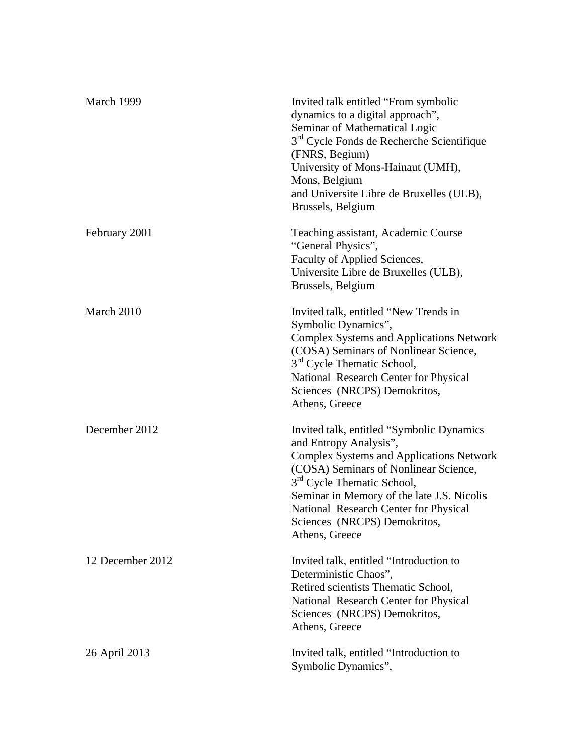| | |
|---|---|
| March 1999 | Invited talk entitled "From symbolic dynamics to a digital approach", Seminar of Mathematical Logic 3rd Cycle Fonds de Recherche Scientifique (FNRS, Begium) University of Mons-Hainaut (UMH), Mons, Belgium and Universite Libre de Bruxelles (ULB), Brussels, Belgium |
| February 2001 | Teaching assistant, Academic Course "General Physics", Faculty of Applied Sciences, Universite Libre de Bruxelles (ULB), Brussels, Belgium |
| March 2010 | Invited talk, entitled "New Trends in Symbolic Dynamics", Complex Systems and Applications Network (COSA) Seminars of Nonlinear Science, 3rd Cycle Thematic School, National Research Center for Physical Sciences (NRCPS) Demokritos, Athens, Greece |
| December 2012 | Invited talk, entitled "Symbolic Dynamics and Entropy Analysis", Complex Systems and Applications Network (COSA) Seminars of Nonlinear Science, 3rd Cycle Thematic School, Seminar in Memory of the late J.S. Nicolis National Research Center for Physical Sciences (NRCPS) Demokritos, Athens, Greece |
| 12 December 2012 | Invited talk, entitled "Introduction to Deterministic Chaos", Retired scientists Thematic School, National Research Center for Physical Sciences (NRCPS) Demokritos, Athens, Greece |
| 26 April 2013 | Invited talk, entitled "Introduction to Symbolic Dynamics", |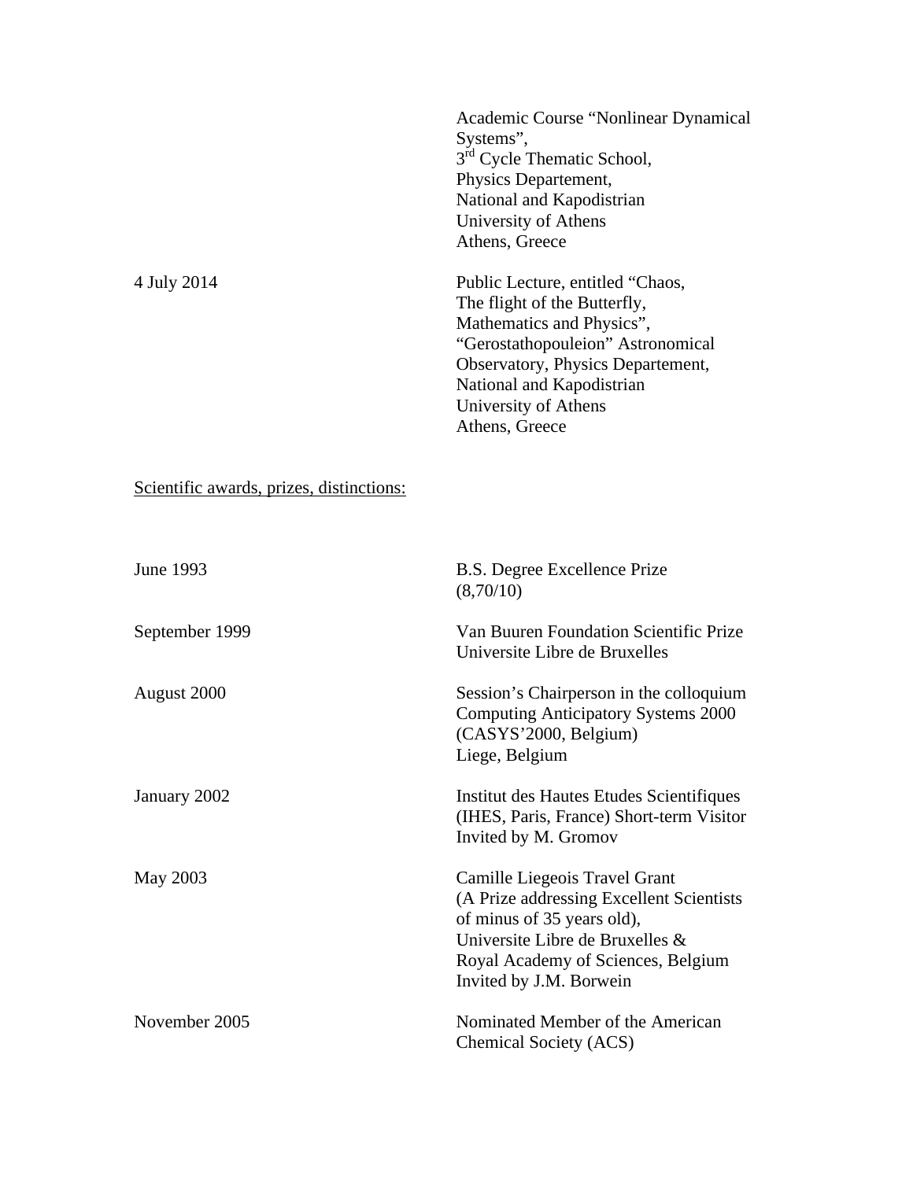| | |
|---|---|
| | Academic Course "Nonlinear Dynamical Systems",<br>3rd Cycle Thematic School,<br>Physics Departement,<br>National and Kapodistrian University of Athens<br>Athens, Greece |
| 4 July 2014 | Public Lecture, entitled "Chaos, The flight of the Butterfly, Mathematics and Physics",<br>"Gerostathopouleion" Astronomical Observatory, Physics Departement,<br>National and Kapodistrian University of Athens<br>Athens, Greece |

Scientific awards, prizes, distinctions:

| | |
|---|---|
| June 1993 | B.S. Degree Excellence Prize<br>(8,70/10) |
| September 1999 | Van Buuren Foundation Scientific Prize<br>Universite Libre de Bruxelles |
| August 2000 | Session's Chairperson in the colloquium Computing Anticipatory Systems 2000 (CASYS'2000, Belgium)<br>Liege, Belgium |
| January 2002 | Institut des Hautes Etudes Scientifiques (IHES, Paris, France) Short-term Visitor<br>Invited by M. Gromov |
| May 2003 | Camille Liegeois Travel Grant<br>(A Prize addressing Excellent Scientists of minus of 35 years old),<br>Universite Libre de Bruxelles &<br>Royal Academy of Sciences, Belgium<br>Invited by J.M. Borwein |
| November 2005 | Nominated Member of the American Chemical Society (ACS) |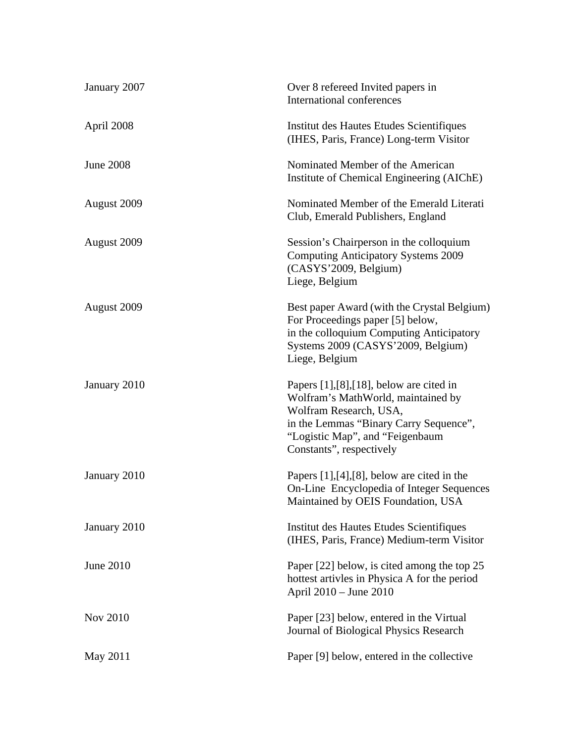| | |
|---|---|
| January 2007 | Over 8 refereed Invited papers in International conferences |
| April 2008 | Institut des Hautes Etudes Scientifiques (IHES, Paris, France) Long-term Visitor |
| June 2008 | Nominated Member of the American Institute of Chemical Engineering (AIChE) |
| August 2009 | Nominated Member of the Emerald Literati Club, Emerald Publishers, England |
| August 2009 | Session's Chairperson in the colloquium Computing Anticipatory Systems 2009 (CASYS'2009, Belgium) Liege, Belgium |
| August 2009 | Best paper Award (with the Crystal Belgium) For Proceedings paper [5] below, in the colloquium Computing Anticipatory Systems 2009 (CASYS'2009, Belgium) Liege, Belgium |
| January 2010 | Papers [1],[8],[18], below are cited in Wolfram's MathWorld, maintained by Wolfram Research, USA, in the Lemmas "Binary Carry Sequence", "Logistic Map", and "Feigenbaum Constants", respectively |
| January 2010 | Papers [1],[4],[8], below are cited in the On-Line Encyclopedia of Integer Sequences Maintained by OEIS Foundation, USA |
| January 2010 | Institut des Hautes Etudes Scientifiques (IHES, Paris, France) Medium-term Visitor |
| June 2010 | Paper [22] below, is cited among the top 25 hottest artivles in Physica A for the period April 2010 – June 2010 |
| Nov 2010 | Paper [23] below, entered in the Virtual Journal of Biological Physics Research |
| May 2011 | Paper [9] below, entered in the collective |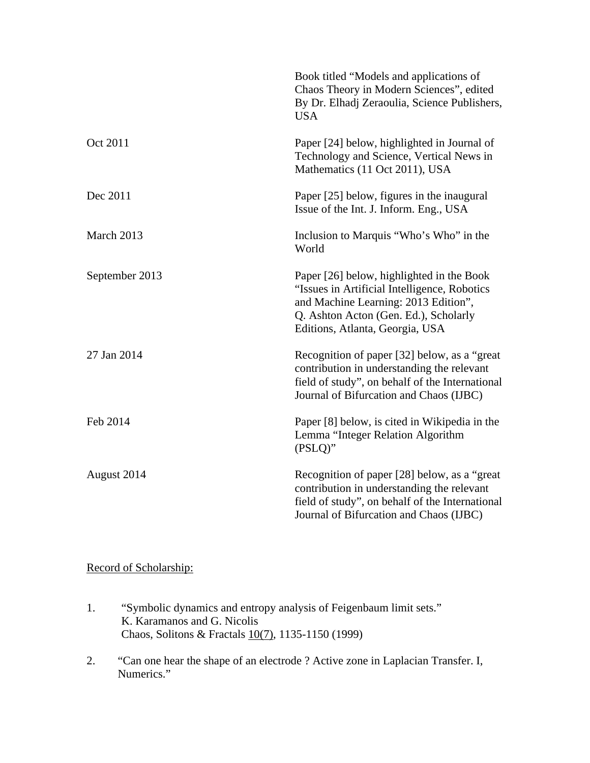| | |
|---|---|
| | Book titled “Models and applications of Chaos Theory in Modern Sciences”, edited By Dr. Elhadj Zeraoulia, Science Publishers, USA |
| Oct 2011 | Paper [24] below, highlighted in Journal of Technology and Science, Vertical News in Mathematics (11 Oct 2011), USA |
| Dec 2011 | Paper [25] below, figures in the inaugural Issue of the Int. J. Inform. Eng., USA |
| March 2013 | Inclusion to Marquis “Who’s Who” in the World |
| September 2013 | Paper [26] below, highlighted in the Book “Issues in Artificial Intelligence, Robotics and Machine Learning: 2013 Edition”, Q. Ashton Acton (Gen. Ed.), Scholarly Editions, Atlanta, Georgia, USA |
| 27 Jan 2014 | Recognition of paper [32] below, as a “great contribution in understanding the relevant field of study”, on behalf of the International Journal of Bifurcation and Chaos (IJBC) |
| Feb 2014 | Paper [8] below, is cited in Wikipedia in the Lemma “Integer Relation Algorithm (PSLQ)” |
| August 2014 | Recognition of paper [28] below, as a “great contribution in understanding the relevant field of study”, on behalf of the International Journal of Bifurcation and Chaos (IJBC) |

<u>Record of Scholarship:</u>

1. “Symbolic dynamics and entropy analysis of Feigenbaum limit sets.”
   K. Karamanos and G. Nicolis
   Chaos, Solitons & Fractals <u>10(7)</u>, 1135-1150 (1999)

2. “Can one hear the shape of an electrode ? Active zone in Laplacian Transfer. I, Numerics.”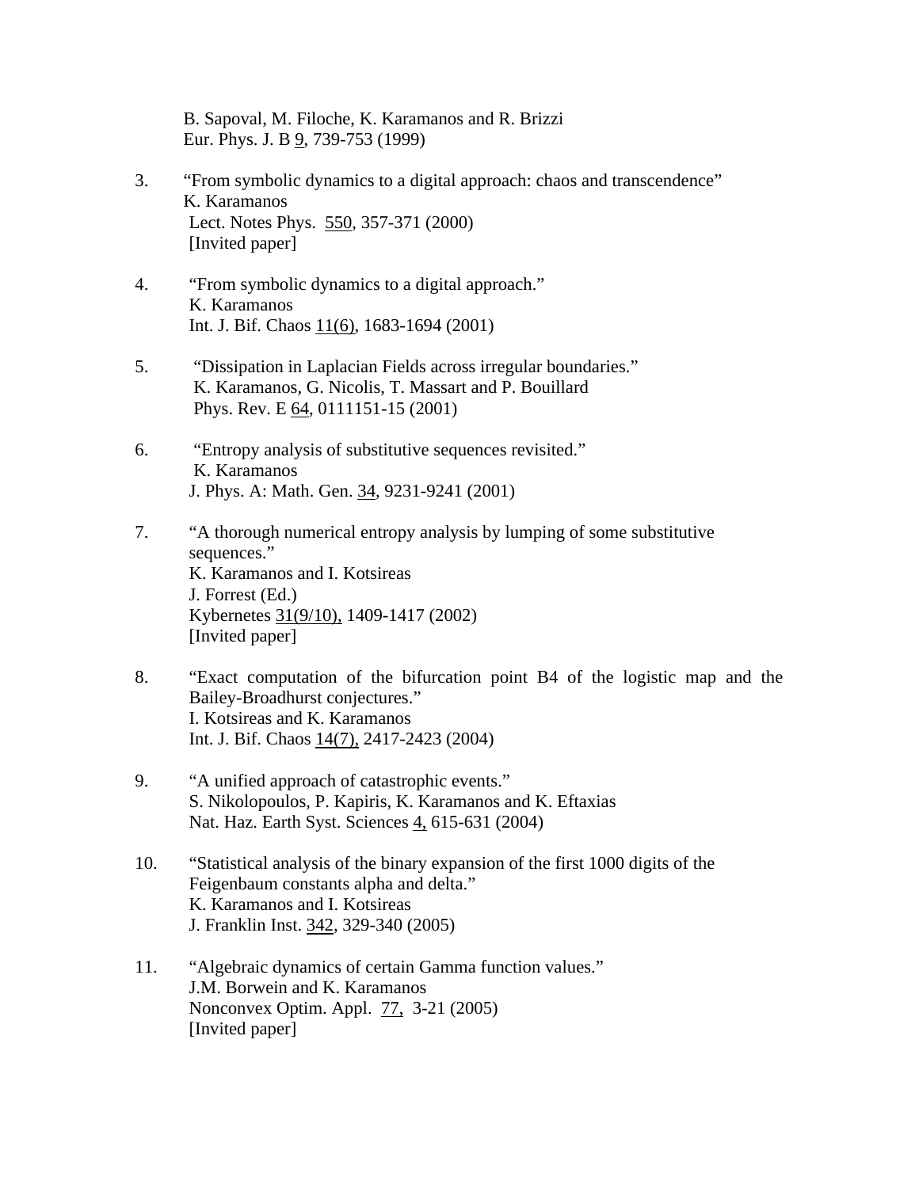B. Sapoval, M. Filoche, K. Karamanos and R. Brizzi
Eur. Phys. J. B 9, 739-753 (1999)

3. “From symbolic dynamics to a digital approach: chaos and transcendence”
   K. Karamanos
   Lect. Notes Phys. 550, 357-371 (2000)
   [Invited paper]

4. “From symbolic dynamics to a digital approach.”
   K. Karamanos
   Int. J. Bif. Chaos 11(6), 1683-1694 (2001)

5. “Dissipation in Laplacian Fields across irregular boundaries.”
   K. Karamanos, G. Nicolis, T. Massart and P. Bouillard
   Phys. Rev. E 64, 0111151-15 (2001)

6. “Entropy analysis of substitutive sequences revisited.”
   K. Karamanos
   J. Phys. A: Math. Gen. 34, 9231-9241 (2001)

7. “A thorough numerical entropy analysis by lumping of some substitutive sequences.”
   K. Karamanos and I. Kotsireas
   J. Forrest (Ed.)
   Kybernetes 31(9/10), 1409-1417 (2002)
   [Invited paper]

8. “Exact computation of the bifurcation point B4 of the logistic map and the Bailey-Broadhurst conjectures.”
   I. Kotsireas and K. Karamanos
   Int. J. Bif. Chaos 14(7), 2417-2423 (2004)

9. “A unified approach of catastrophic events.”
   S. Nikolopoulos, P. Kapiris, K. Karamanos and K. Eftaxias
   Nat. Haz. Earth Syst. Sciences 4, 615-631 (2004)

10. “Statistical analysis of the binary expansion of the first 1000 digits of the Feigenbaum constants alpha and delta.”
    K. Karamanos and I. Kotsireas
    J. Franklin Inst. 342, 329-340 (2005)

11. “Algebraic dynamics of certain Gamma function values.”
    J.M. Borwein and K. Karamanos
    Nonconvex Optim. Appl. 77, 3-21 (2005)
    [Invited paper]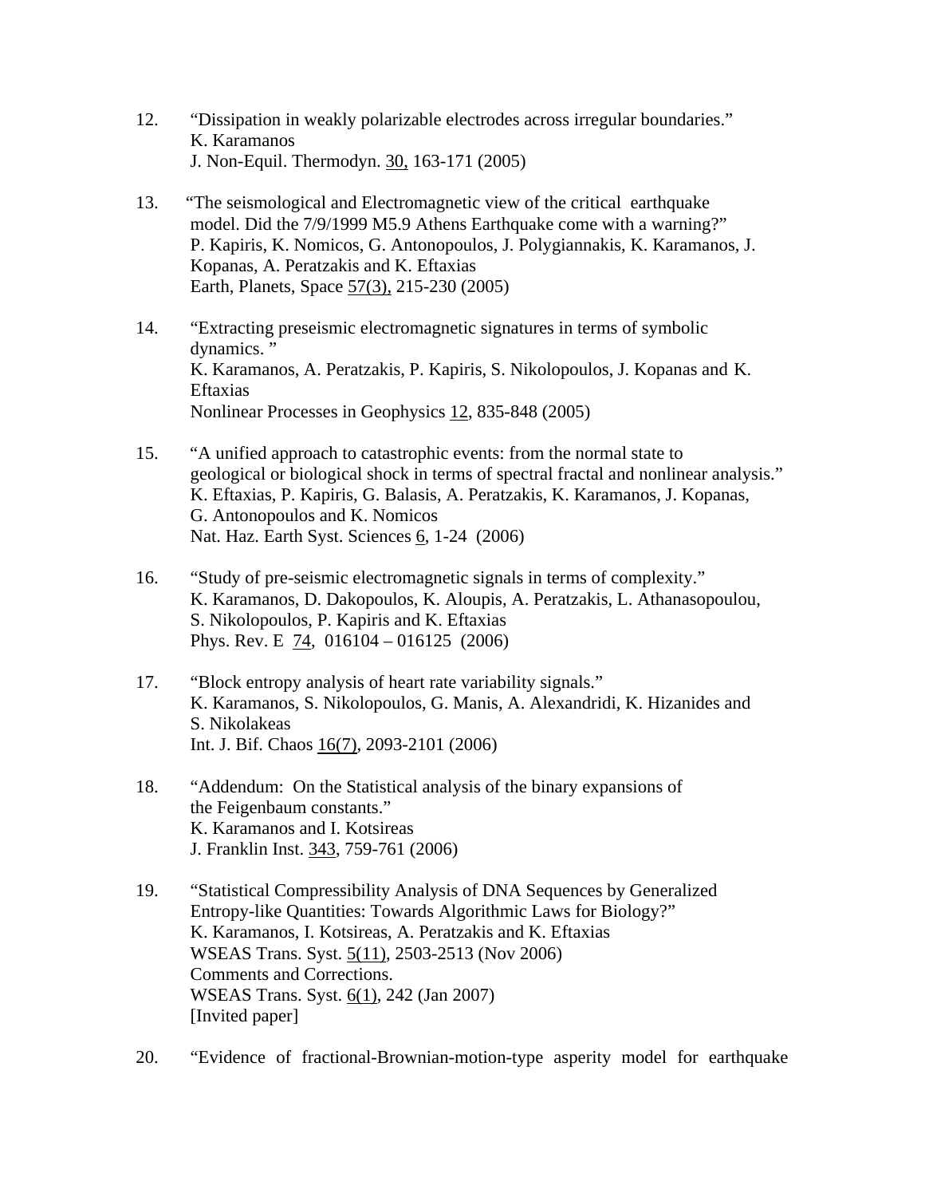12. "Dissipation in weakly polarizable electrodes across irregular boundaries."
    K. Karamanos
    J. Non-Equil. Thermodyn. <u>30,</u> 163-171 (2005)

13. "The seismological and Electromagnetic view of the critical earthquake model. Did the 7/9/1999 M5.9 Athens Earthquake come with a warning?"
    P. Kapiris, K. Nomicos, G. Antonopoulos, J. Polygiannakis, K. Karamanos, J. Kopanas, A. Peratzakis and K. Eftaxias
    Earth, Planets, Space <u>57(3),</u> 215-230 (2005)

14. "Extracting preseismic electromagnetic signatures in terms of symbolic dynamics. "
    K. Karamanos, A. Peratzakis, P. Kapiris, S. Nikolopoulos, J. Kopanas and K. Eftaxias
    Nonlinear Processes in Geophysics <u>12</u>, 835-848 (2005)

15. "A unified approach to catastrophic events: from the normal state to geological or biological shock in terms of spectral fractal and nonlinear analysis."
    K. Eftaxias, P. Kapiris, G. Balasis, A. Peratzakis, K. Karamanos, J. Kopanas, G. Antonopoulos and K. Nomicos
    Nat. Haz. Earth Syst. Sciences <u>6</u>, 1-24 (2006)

16. "Study of pre-seismic electromagnetic signals in terms of complexity."
    K. Karamanos, D. Dakopoulos, K. Aloupis, A. Peratzakis, L. Athanasopoulou, S. Nikolopoulos, P. Kapiris and K. Eftaxias
    Phys. Rev. E <u>74</u>, 016104 – 016125 (2006)

17. "Block entropy analysis of heart rate variability signals."
    K. Karamanos, S. Nikolopoulos, G. Manis, A. Alexandridi, K. Hizanides and S. Nikolakeas
    Int. J. Bif. Chaos <u>16(7)</u>, 2093-2101 (2006)

18. "Addendum: On the Statistical analysis of the binary expansions of the Feigenbaum constants."
    K. Karamanos and I. Kotsireas
    J. Franklin Inst. <u>343</u>, 759-761 (2006)

19. "Statistical Compressibility Analysis of DNA Sequences by Generalized Entropy-like Quantities: Towards Algorithmic Laws for Biology?"
    K. Karamanos, I. Kotsireas, A. Peratzakis and K. Eftaxias
    WSEAS Trans. Syst. <u>5(11)</u>, 2503-2513 (Nov 2006)
    Comments and Corrections.
    WSEAS Trans. Syst. <u>6(1)</u>, 242 (Jan 2007)
    [Invited paper]

20. "Evidence of fractional-Brownian-motion-type asperity model for earthquake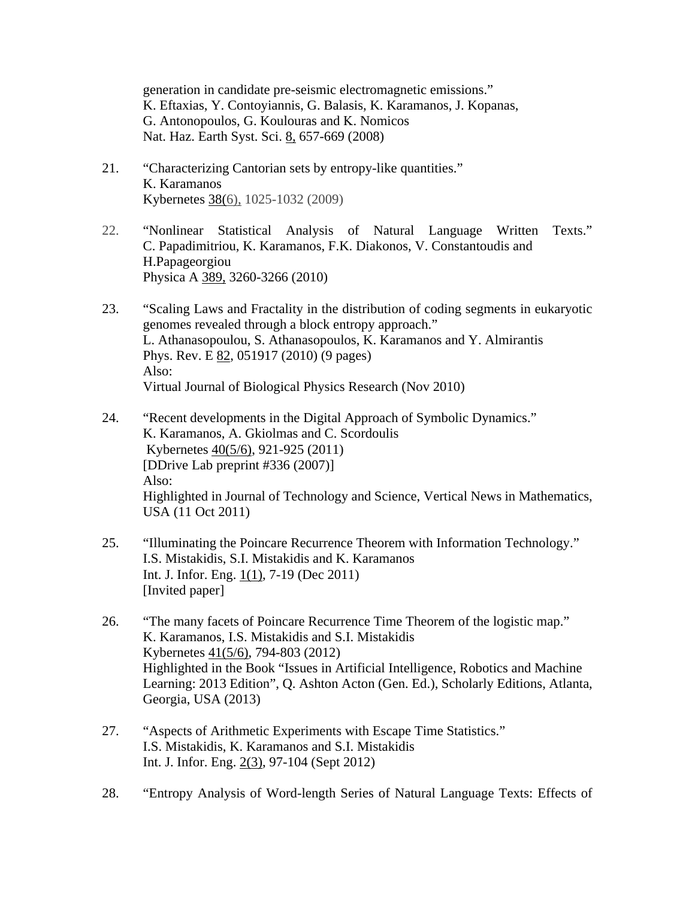generation in candidate pre-seismic electromagnetic emissions."
K. Eftaxias, Y. Contoyiannis, G. Balasis, K. Karamanos, J. Kopanas, G. Antonopoulos, G. Koulouras and K. Nomicos
Nat. Haz. Earth Syst. Sci. 8, 657-669 (2008)

21. "Characterizing Cantorian sets by entropy-like quantities."
K. Karamanos
Kybernetes 38(6), 1025-1032 (2009)

22. "Nonlinear Statistical Analysis of Natural Language Written Texts."
C. Papadimitriou, K. Karamanos, F.K. Diakonos, V. Constantoudis and H.Papageorgiou
Physica A 389, 3260-3266 (2010)

23. "Scaling Laws and Fractality in the distribution of coding segments in eukaryotic genomes revealed through a block entropy approach."
L. Athanasopoulou, S. Athanasopoulos, K. Karamanos and Y. Almirantis
Phys. Rev. E 82, 051917 (2010) (9 pages)
Also:
Virtual Journal of Biological Physics Research (Nov 2010)

24. "Recent developments in the Digital Approach of Symbolic Dynamics."
K. Karamanos, A. Gkiolmas and C. Scordoulis
Kybernetes 40(5/6), 921-925 (2011)
[DDrive Lab preprint #336 (2007)]
Also:
Highlighted in Journal of Technology and Science, Vertical News in Mathematics, USA (11 Oct 2011)

25. "Illuminating the Poincare Recurrence Theorem with Information Technology."
I.S. Mistakidis, S.I. Mistakidis and K. Karamanos
Int. J. Infor. Eng. 1(1), 7-19 (Dec 2011)
[Invited paper]

26. "The many facets of Poincare Recurrence Time Theorem of the logistic map."
K. Karamanos, I.S. Mistakidis and S.I. Mistakidis
Kybernetes 41(5/6), 794-803 (2012)
Highlighted in the Book "Issues in Artificial Intelligence, Robotics and Machine Learning: 2013 Edition", Q. Ashton Acton (Gen. Ed.), Scholarly Editions, Atlanta, Georgia, USA (2013)

27. "Aspects of Arithmetic Experiments with Escape Time Statistics."
I.S. Mistakidis, K. Karamanos and S.I. Mistakidis
Int. J. Infor. Eng. 2(3), 97-104 (Sept 2012)

28. "Entropy Analysis of Word-length Series of Natural Language Texts: Effects of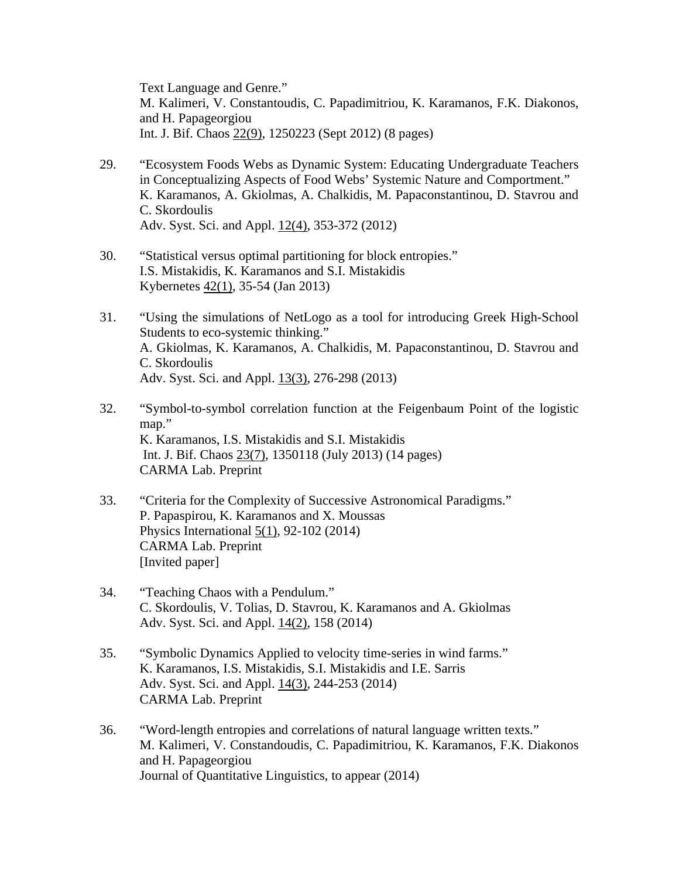Text Language and Genre."
M. Kalimeri, V. Constantoudis, C. Papadimitriou, K. Karamanos, F.K. Diakonos, and H. Papageorgiou
Int. J. Bif. Chaos 22(9), 1250223 (Sept 2012) (8 pages)

29. "Ecosystem Foods Webs as Dynamic System: Educating Undergraduate Teachers in Conceptualizing Aspects of Food Webs' Systemic Nature and Comportment."
K. Karamanos, A. Gkiolmas, A. Chalkidis, M. Papaconstantinou, D. Stavrou and C. Skordoulis
Adv. Syst. Sci. and Appl. 12(4), 353-372 (2012)

30. "Statistical versus optimal partitioning for block entropies."
I.S. Mistakidis, K. Karamanos and S.I. Mistakidis
Kybernetes 42(1), 35-54 (Jan 2013)

31. "Using the simulations of NetLogo as a tool for introducing Greek High-School Students to eco-systemic thinking."
A. Gkiolmas, K. Karamanos, A. Chalkidis, M. Papaconstantinou, D. Stavrou and C. Skordoulis
Adv. Syst. Sci. and Appl. 13(3), 276-298 (2013)

32. "Symbol-to-symbol correlation function at the Feigenbaum Point of the logistic map."
K. Karamanos, I.S. Mistakidis and S.I. Mistakidis
Int. J. Bif. Chaos 23(7), 1350118 (July 2013) (14 pages)
CARMA Lab. Preprint

33. "Criteria for the Complexity of Successive Astronomical Paradigms."
P. Papaspirou, K. Karamanos and X. Moussas
Physics International 5(1), 92-102 (2014)
CARMA Lab. Preprint
[Invited paper]

34. "Teaching Chaos with a Pendulum."
C. Skordoulis, V. Tolias, D. Stavrou, K. Karamanos and A. Gkiolmas
Adv. Syst. Sci. and Appl. 14(2), 158 (2014)

35. "Symbolic Dynamics Applied to velocity time-series in wind farms."
K. Karamanos, I.S. Mistakidis, S.I. Mistakidis and I.E. Sarris
Adv. Syst. Sci. and Appl. 14(3), 244-253 (2014)
CARMA Lab. Preprint

36. "Word-length entropies and correlations of natural language written texts."
M. Kalimeri, V. Constandoudis, C. Papadimitriou, K. Karamanos, F.K. Diakonos and H. Papageorgiou
Journal of Quantitative Linguistics, to appear (2014)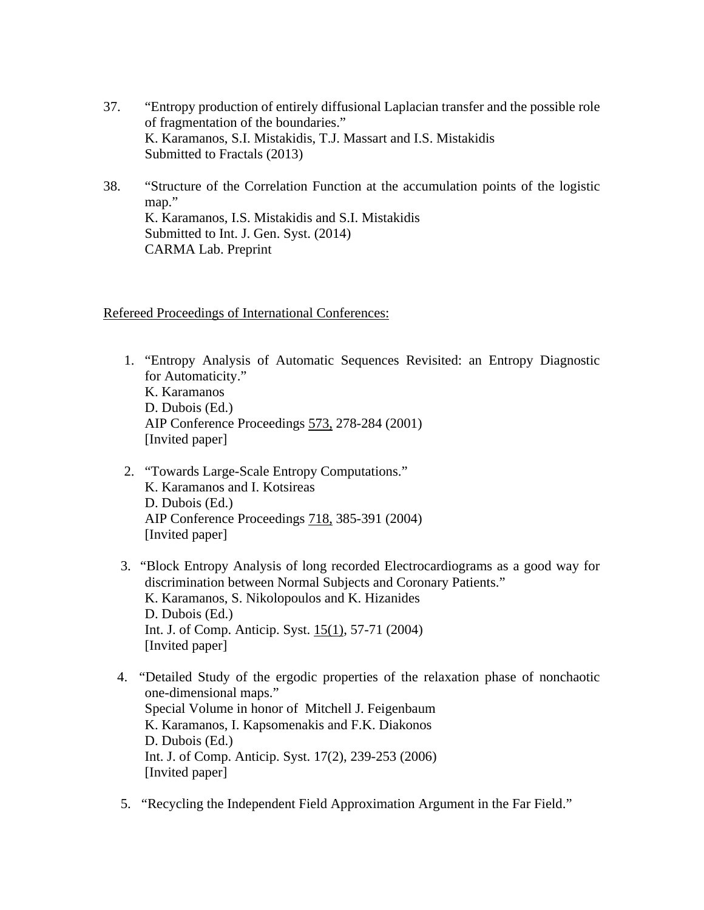37. "Entropy production of entirely diffusional Laplacian transfer and the possible role of fragmentation of the boundaries."
    K. Karamanos, S.I. Mistakidis, T.J. Massart and I.S. Mistakidis
    Submitted to Fractals (2013)

38. "Structure of the Correlation Function at the accumulation points of the logistic map."
    K. Karamanos, I.S. Mistakidis and S.I. Mistakidis
    Submitted to Int. J. Gen. Syst. (2014)
    CARMA Lab. Preprint

<u>Refereed Proceedings of International Conferences:</u>

1. "Entropy Analysis of Automatic Sequences Revisited: an Entropy Diagnostic for Automaticity."
   K. Karamanos
   D. Dubois (Ed.)
   AIP Conference Proceedings <u>573,</u> 278-284 (2001)
   [Invited paper]

2. "Towards Large-Scale Entropy Computations."
   K. Karamanos and I. Kotsireas
   D. Dubois (Ed.)
   AIP Conference Proceedings <u>718,</u> 385-391 (2004)
   [Invited paper]

3. "Block Entropy Analysis of long recorded Electrocardiograms as a good way for discrimination between Normal Subjects and Coronary Patients."
   K. Karamanos, S. Nikolopoulos and K. Hizanides
   D. Dubois (Ed.)
   Int. J. of Comp. Anticip. Syst. <u>15(1)</u>, 57-71 (2004)
   [Invited paper]

4. "Detailed Study of the ergodic properties of the relaxation phase of nonchaotic one-dimensional maps."
   Special Volume in honor of Mitchell J. Feigenbaum
   K. Karamanos, I. Kapsomenakis and F.K. Diakonos
   D. Dubois (Ed.)
   Int. J. of Comp. Anticip. Syst. 17(2), 239-253 (2006)
   [Invited paper]

5. "Recycling the Independent Field Approximation Argument in the Far Field."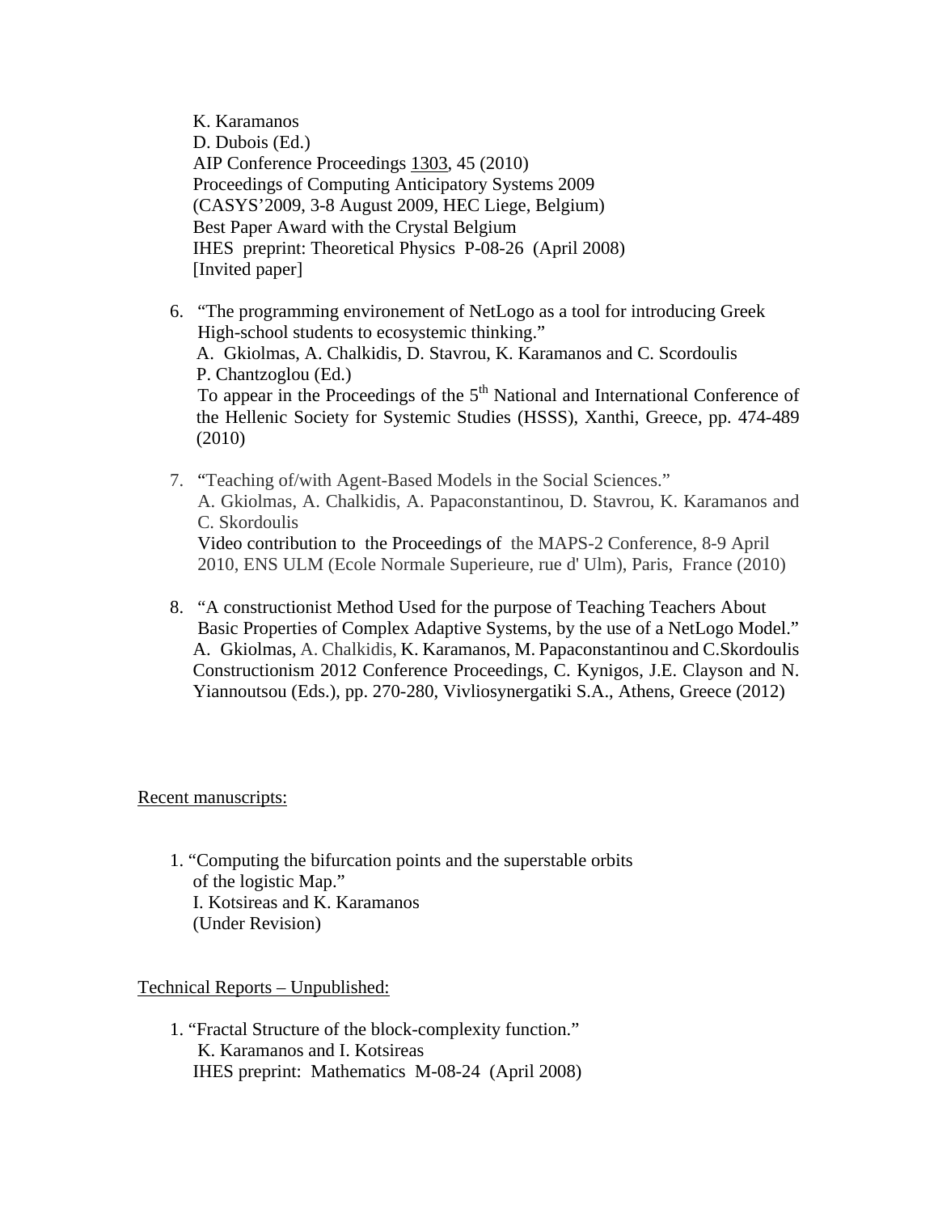K. Karamanos
D. Dubois (Ed.)
AIP Conference Proceedings 1303, 45 (2010)
Proceedings of Computing Anticipatory Systems 2009
(CASYS'2009, 3-8 August 2009, HEC Liege, Belgium)
Best Paper Award with the Crystal Belgium
IHES preprint: Theoretical Physics P-08-26 (April 2008)
[Invited paper]

6. "The programming environement of NetLogo as a tool for introducing Greek High-school students to ecosystemic thinking."
   A. Gkiolmas, A. Chalkidis, D. Stavrou, K. Karamanos and C. Scordoulis
   P. Chantzoglou (Ed.)
   To appear in the Proceedings of the 5th National and International Conference of the Hellenic Society for Systemic Studies (HSSS), Xanthi, Greece, pp. 474-489 (2010)

7. "Teaching of/with Agent-Based Models in the Social Sciences."
   A. Gkiolmas, A. Chalkidis, A. Papaconstantinou, D. Stavrou, K. Karamanos and C. Skordoulis
   Video contribution to the Proceedings of the MAPS-2 Conference, 8-9 April 2010, ENS ULM (Ecole Normale Superieure, rue d' Ulm), Paris, France (2010)

8. "A constructionist Method Used for the purpose of Teaching Teachers About Basic Properties of Complex Adaptive Systems, by the use of a NetLogo Model."
   A. Gkiolmas, A. Chalkidis, K. Karamanos, M. Papaconstantinou and C.Skordoulis
   Constructionism 2012 Conference Proceedings, C. Kynigos, J.E. Clayson and N. Yiannoutsou (Eds.), pp. 270-280, Vivliosynergatiki S.A., Athens, Greece (2012)

Recent manuscripts:

1. "Computing the bifurcation points and the superstable orbits of the logistic Map."
   I. Kotsireas and K. Karamanos
   (Under Revision)

Technical Reports – Unpublished:

1. "Fractal Structure of the block-complexity function."
   K. Karamanos and I. Kotsireas
   IHES preprint: Mathematics M-08-24 (April 2008)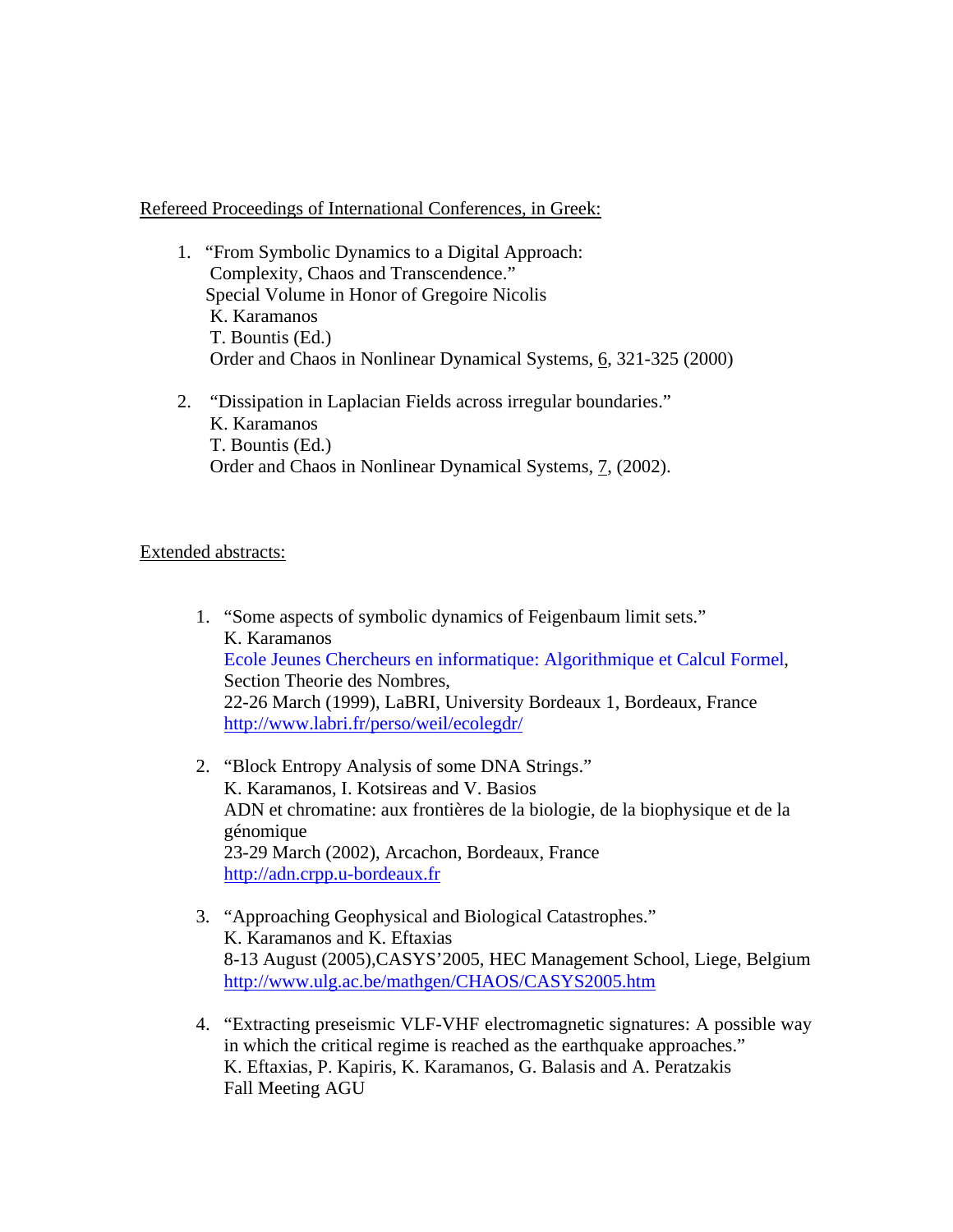Refereed Proceedings of International Conferences, in Greek:

1. "From Symbolic Dynamics to a Digital Approach: Complexity, Chaos and Transcendence."
   Special Volume in Honor of Gregoire Nicolis
   K. Karamanos
   T. Bountis (Ed.)
   Order and Chaos in Nonlinear Dynamical Systems, 6, 321-325 (2000)

2. "Dissipation in Laplacian Fields across irregular boundaries."
   K. Karamanos
   T. Bountis (Ed.)
   Order and Chaos in Nonlinear Dynamical Systems, 7, (2002).

Extended abstracts:

1. "Some aspects of symbolic dynamics of Feigenbaum limit sets."
   K. Karamanos
   Ecole Jeunes Chercheurs en informatique: Algorithmique et Calcul Formel, Section Theorie des Nombres,
   22-26 March (1999), LaBRI, University Bordeaux 1, Bordeaux, France
   http://www.labri.fr/perso/weil/ecolegdr/

2. "Block Entropy Analysis of some DNA Strings."
   K. Karamanos, I. Kotsireas and V. Basios
   ADN et chromatine: aux frontières de la biologie, de la biophysique et de la génomique
   23-29 March (2002), Arcachon, Bordeaux, France
   http://adn.crpp.u-bordeaux.fr

3. "Approaching Geophysical and Biological Catastrophes."
   K. Karamanos and K. Eftaxias
   8-13 August (2005),CASYS'2005, HEC Management School, Liege, Belgium
   http://www.ulg.ac.be/mathgen/CHAOS/CASYS2005.htm

4. "Extracting preseismic VLF-VHF electromagnetic signatures: A possible way in which the critical regime is reached as the earthquake approaches."
   K. Eftaxias, P. Kapiris, K. Karamanos, G. Balasis and A. Peratzakis
   Fall Meeting AGU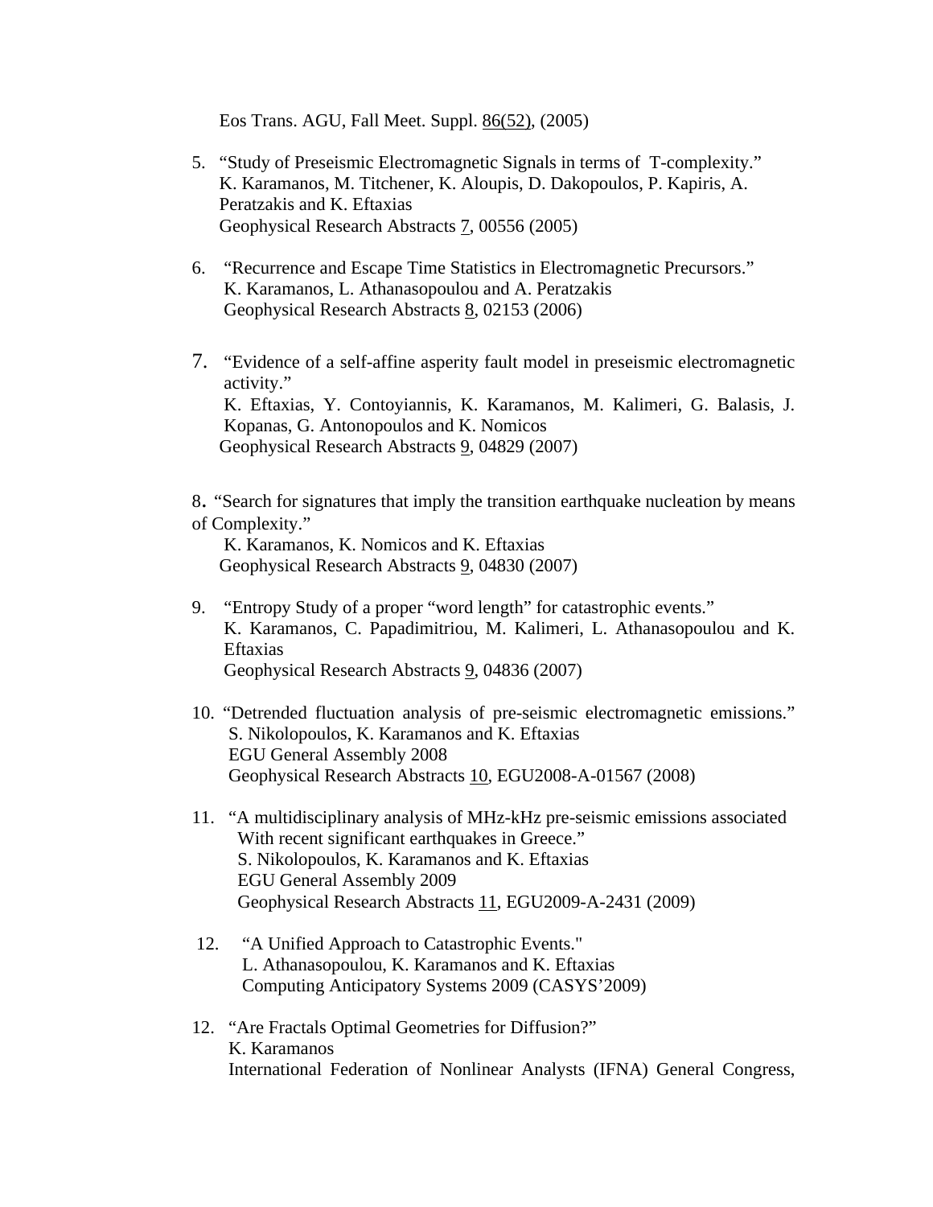Eos Trans. AGU, Fall Meet. Suppl. 86(52), (2005)

5. "Study of Preseismic Electromagnetic Signals in terms of T-complexity."
   K. Karamanos, M. Titchener, K. Aloupis, D. Dakopoulos, P. Kapiris, A. Peratzakis and K. Eftaxias
   Geophysical Research Abstracts 7, 00556 (2005)

6. "Recurrence and Escape Time Statistics in Electromagnetic Precursors."
   K. Karamanos, L. Athanasopoulou and A. Peratzakis
   Geophysical Research Abstracts 8, 02153 (2006)

7. "Evidence of a self-affine asperity fault model in preseismic electromagnetic activity."
   K. Eftaxias, Y. Contoyiannis, K. Karamanos, M. Kalimeri, G. Balasis, J. Kopanas, G. Antonopoulos and K. Nomicos
   Geophysical Research Abstracts 9, 04829 (2007)

8. "Search for signatures that imply the transition earthquake nucleation by means of Complexity."
   K. Karamanos, K. Nomicos and K. Eftaxias
   Geophysical Research Abstracts 9, 04830 (2007)

9. "Entropy Study of a proper "word length" for catastrophic events."
   K. Karamanos, C. Papadimitriou, M. Kalimeri, L. Athanasopoulou and K. Eftaxias
   Geophysical Research Abstracts 9, 04836 (2007)

10. "Detrended fluctuation analysis of pre-seismic electromagnetic emissions."
    S. Nikolopoulos, K. Karamanos and K. Eftaxias
    EGU General Assembly 2008
    Geophysical Research Abstracts 10, EGU2008-A-01567 (2008)

11. "A multidisciplinary analysis of MHz-kHz pre-seismic emissions associated With recent significant earthquakes in Greece."
    S. Nikolopoulos, K. Karamanos and K. Eftaxias
    EGU General Assembly 2009
    Geophysical Research Abstracts 11, EGU2009-A-2431 (2009)

12. "A Unified Approach to Catastrophic Events."
    L. Athanasopoulou, K. Karamanos and K. Eftaxias
    Computing Anticipatory Systems 2009 (CASYS'2009)

12. "Are Fractals Optimal Geometries for Diffusion?"
    K. Karamanos
    International Federation of Nonlinear Analysts (IFNA) General Congress,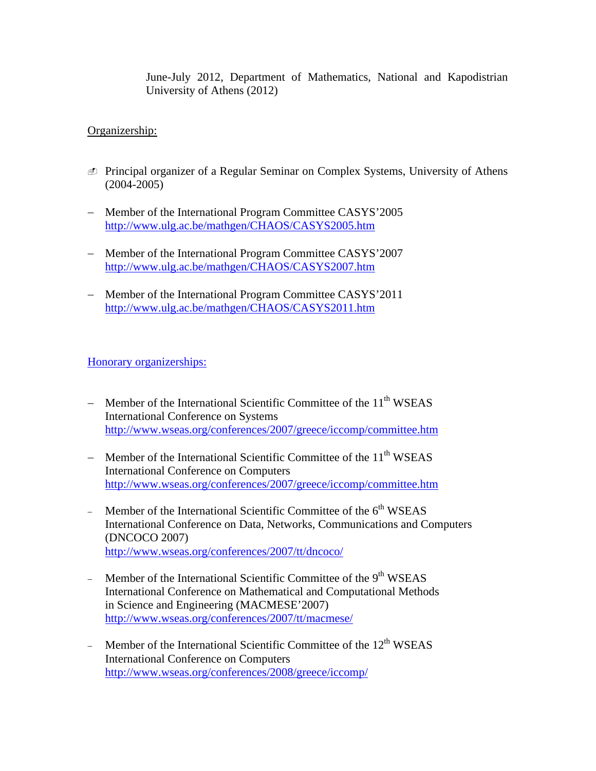June-July 2012, Department of Mathematics, National and Kapodistrian University of Athens (2012)

Organizership:

- Principal organizer of a Regular Seminar on Complex Systems, University of Athens (2004-2005)

- Member of the International Program Committee CASYS'2005 http://www.ulg.ac.be/mathgen/CHAOS/CASYS2005.htm

- Member of the International Program Committee CASYS'2007 http://www.ulg.ac.be/mathgen/CHAOS/CASYS2007.htm

- Member of the International Program Committee CASYS'2011 http://www.ulg.ac.be/mathgen/CHAOS/CASYS2011.htm

Honorary organizerships:

- Member of the International Scientific Committee of the 11th WSEAS International Conference on Systems http://www.wseas.org/conferences/2007/greece/iccomp/committee.htm

- Member of the International Scientific Committee of the 11th WSEAS International Conference on Computers http://www.wseas.org/conferences/2007/greece/iccomp/committee.htm

- Member of the International Scientific Committee of the 6th WSEAS International Conference on Data, Networks, Communications and Computers (DNCOCO 2007) http://www.wseas.org/conferences/2007/tt/dncoco/

- Member of the International Scientific Committee of the 9th WSEAS International Conference on Mathematical and Computational Methods in Science and Engineering (MACMESE'2007) http://www.wseas.org/conferences/2007/tt/macmese/

- Member of the International Scientific Committee of the 12th WSEAS International Conference on Computers http://www.wseas.org/conferences/2008/greece/iccomp/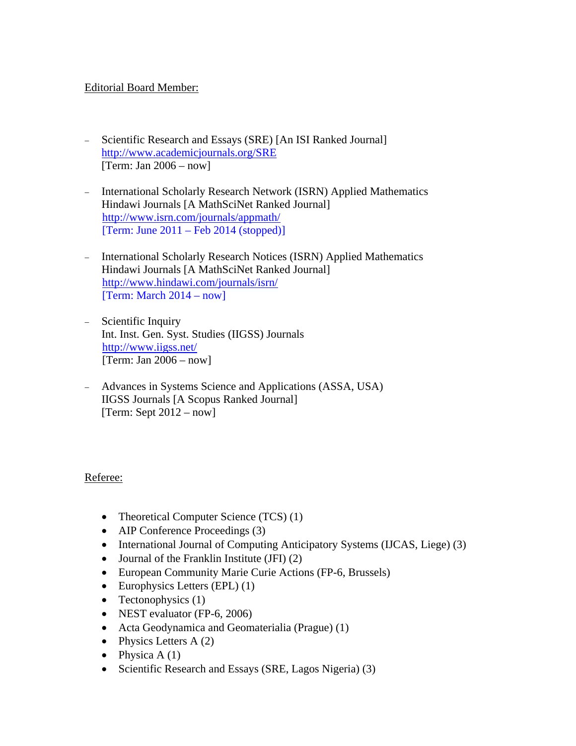Editorial Board Member:

- Scientific Research and Essays (SRE) [An ISI Ranked Journal]
  http://www.academicjournals.org/SRE
  [Term: Jan 2006 – now]

- International Scholarly Research Network (ISRN) Applied Mathematics
  Hindawi Journals [A MathSciNet Ranked Journal]
  http://www.isrn.com/journals/appmath/
  [Term: June 2011 – Feb 2014 (stopped)]

- International Scholarly Research Notices (ISRN) Applied Mathematics
  Hindawi Journals [A MathSciNet Ranked Journal]
  http://www.hindawi.com/journals/isrn/
  [Term: March 2014 – now]

- Scientific Inquiry
  Int. Inst. Gen. Syst. Studies (IIGSS) Journals
  http://www.iigss.net/
  [Term: Jan 2006 – now]

- Advances in Systems Science and Applications (ASSA, USA)
  IIGSS Journals [A Scopus Ranked Journal]
  [Term: Sept 2012 – now]

Referee:

- Theoretical Computer Science (TCS) (1)
- AIP Conference Proceedings (3)
- International Journal of Computing Anticipatory Systems (IJCAS, Liege) (3)
- Journal of the Franklin Institute (JFI) (2)
- European Community Marie Curie Actions (FP-6, Brussels)
- Europhysics Letters (EPL) (1)
- Tectonophysics (1)
- NEST evaluator (FP-6, 2006)
- Acta Geodynamica and Geomaterialia (Prague) (1)
- Physics Letters A (2)
- Physica A (1)
- Scientific Research and Essays (SRE, Lagos Nigeria) (3)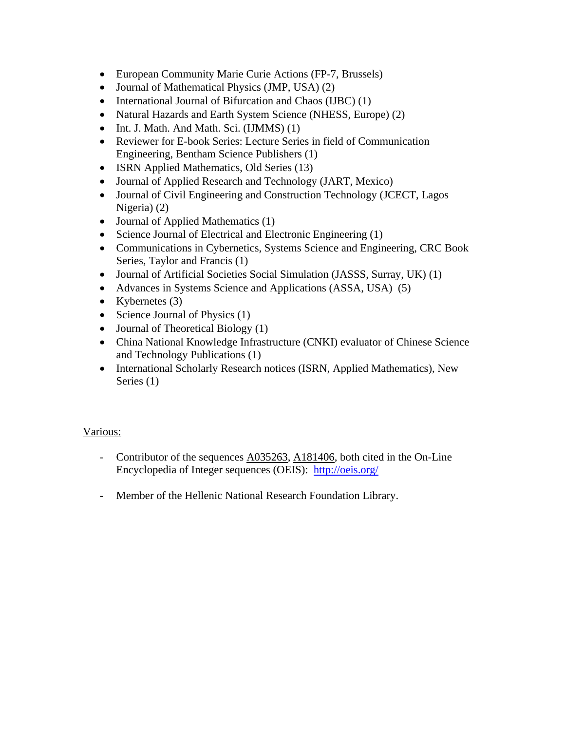- European Community Marie Curie Actions (FP-7, Brussels)
- Journal of Mathematical Physics (JMP, USA) (2)
- International Journal of Bifurcation and Chaos (IJBC) (1)
- Natural Hazards and Earth System Science (NHESS, Europe) (2)
- Int. J. Math. And Math. Sci. (IJMMS) (1)
- Reviewer for E-book Series: Lecture Series in field of Communication Engineering, Bentham Science Publishers (1)
- ISRN Applied Mathematics, Old Series (13)
- Journal of Applied Research and Technology (JART, Mexico)
- Journal of Civil Engineering and Construction Technology (JCECT, Lagos Nigeria) (2)
- Journal of Applied Mathematics (1)
- Science Journal of Electrical and Electronic Engineering (1)
- Communications in Cybernetics, Systems Science and Engineering, CRC Book Series, Taylor and Francis (1)
- Journal of Artificial Societies Social Simulation (JASSS, Surray, UK) (1)
- Advances in Systems Science and Applications (ASSA, USA) (5)
- Kybernetes (3)
- Science Journal of Physics (1)
- Journal of Theoretical Biology (1)
- China National Knowledge Infrastructure (CNKI) evaluator of Chinese Science and Technology Publications (1)
- International Scholarly Research notices (ISRN, Applied Mathematics), New Series (1)

<u>Various:</u>

- Contributor of the sequences A035263, A181406, both cited in the On-Line Encyclopedia of Integer sequences (OEIS): [http://oeis.org/](http://oeis.org/)

- Member of the Hellenic National Research Foundation Library.